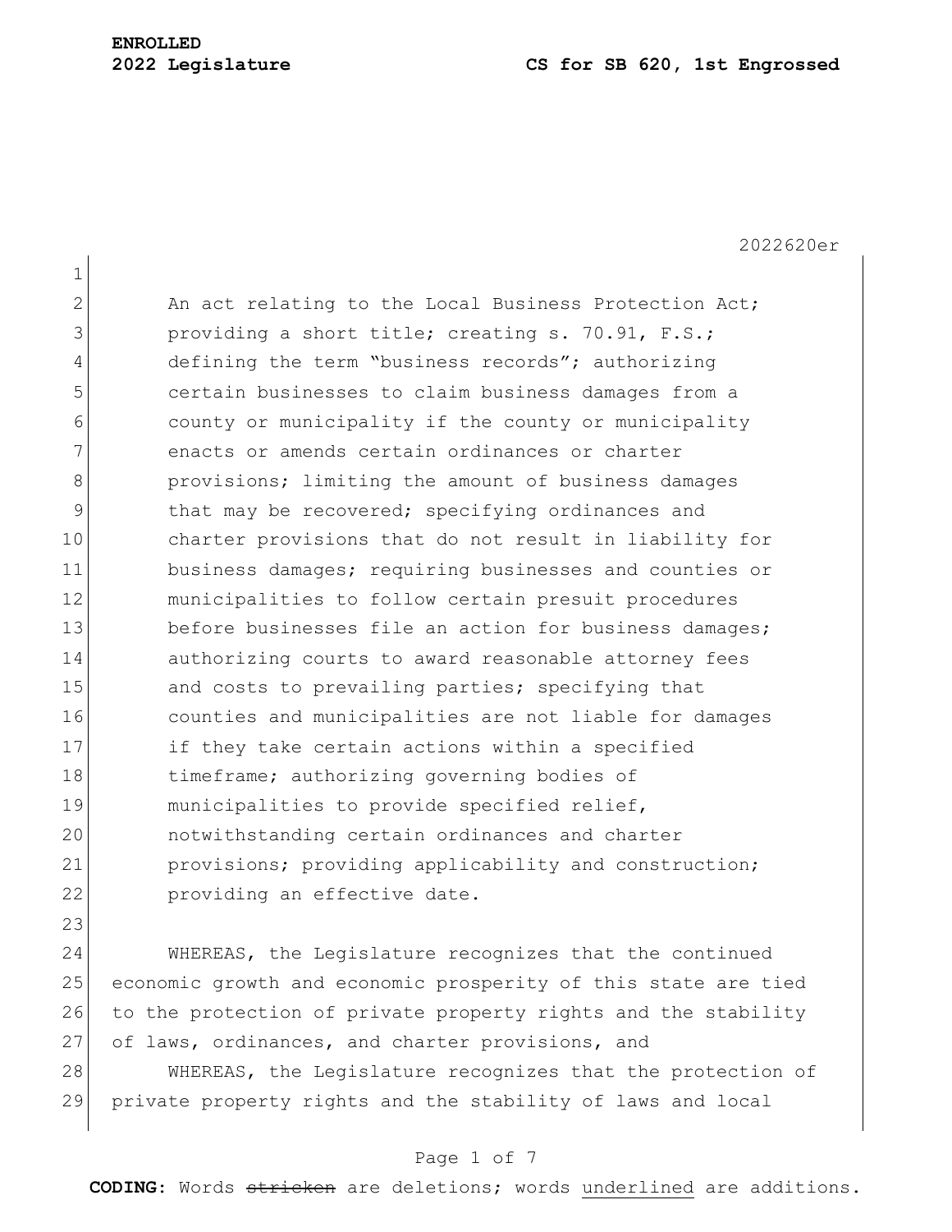**ENROLLED**
**2022 Legislature** **CS for SB 620, 1st Engrossed**

2022620er

An act relating to the Local Business Protection Act; providing a short title; creating s. 70.91, F.S.; defining the term "business records"; authorizing certain businesses to claim business damages from a county or municipality if the county or municipality enacts or amends certain ordinances or charter provisions; limiting the amount of business damages that may be recovered; specifying ordinances and charter provisions that do not result in liability for business damages; requiring businesses and counties or municipalities to follow certain presuit procedures before businesses file an action for business damages; authorizing courts to award reasonable attorney fees and costs to prevailing parties; specifying that counties and municipalities are not liable for damages if they take certain actions within a specified timeframe; authorizing governing bodies of municipalities to provide specified relief, notwithstanding certain ordinances and charter provisions; providing applicability and construction; providing an effective date.

WHEREAS, the Legislature recognizes that the continued economic growth and economic prosperity of this state are tied to the protection of private property rights and the stability of laws, ordinances, and charter provisions, and

WHEREAS, the Legislature recognizes that the protection of private property rights and the stability of laws and local

**CODING:** Words ~~stricken~~ are deletions; words <u>underlined</u> are additions.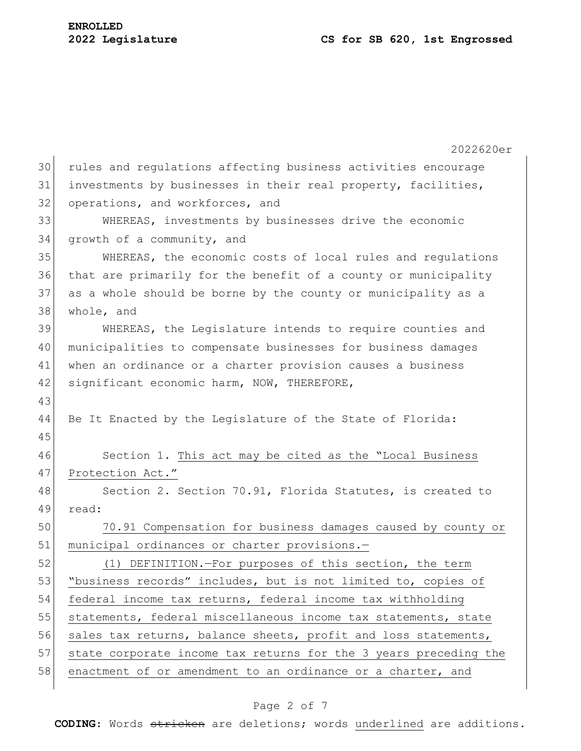rules and regulations affecting business activities encourage investments by businesses in their real property, facilities, operations, and workforces, and

WHEREAS, investments by businesses drive the economic growth of a community, and

WHEREAS, the economic costs of local rules and regulations that are primarily for the benefit of a county or municipality as a whole should be borne by the county or municipality as a whole, and

WHEREAS, the Legislature intends to require counties and municipalities to compensate businesses for business damages when an ordinance or a charter provision causes a business significant economic harm, NOW, THEREFORE,

Be It Enacted by the Legislature of the State of Florida:

Section 1. This act may be cited as the "Local Business Protection Act."

Section 2. Section 70.91, Florida Statutes, is created to read:

70.91 Compensation for business damages caused by county or municipal ordinances or charter provisions.—

(1) DEFINITION.—For purposes of this section, the term "business records" includes, but is not limited to, copies of federal income tax returns, federal income tax withholding statements, federal miscellaneous income tax statements, state sales tax returns, balance sheets, profit and loss statements, state corporate income tax returns for the 3 years preceding the enactment of or amendment to an ordinance or a charter, and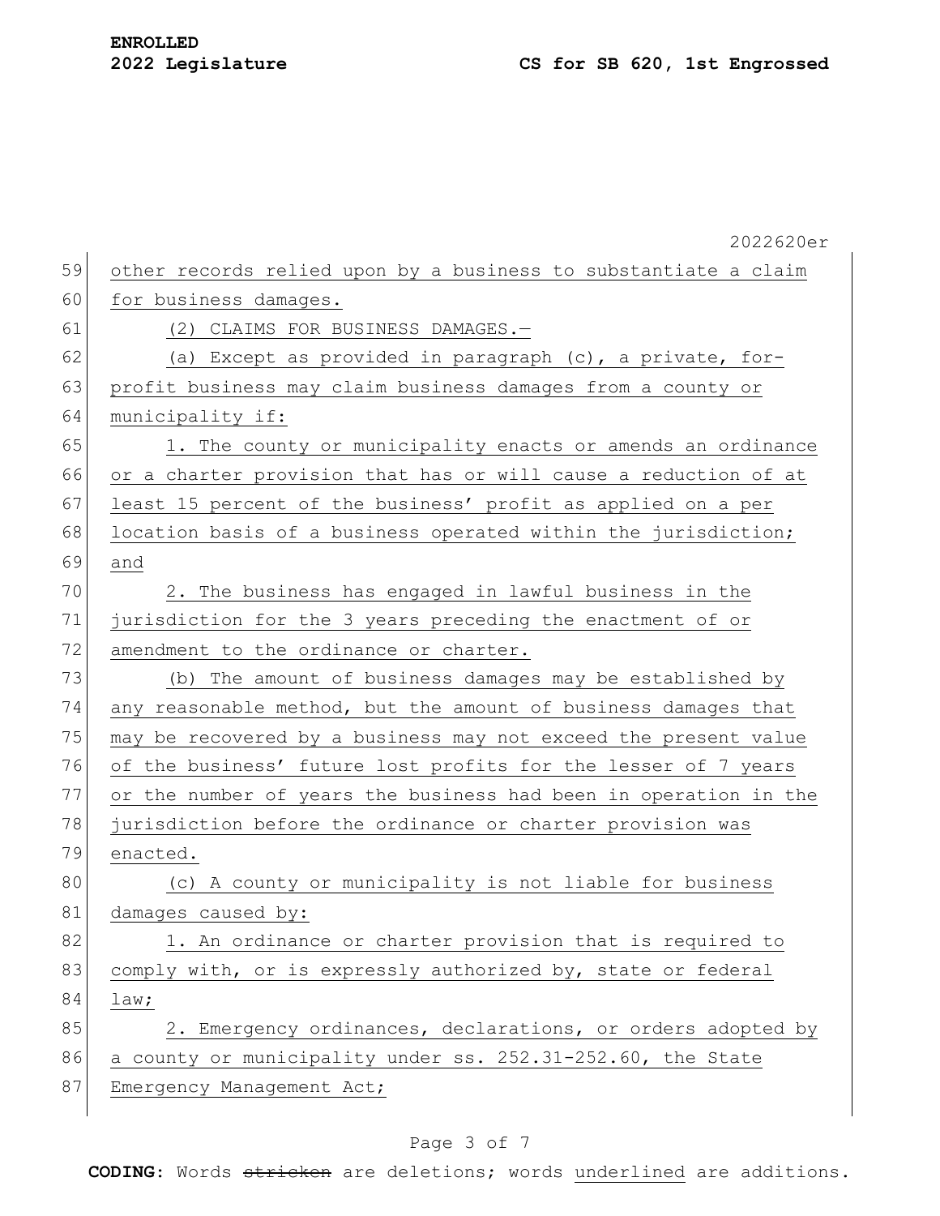other records relied upon by a business to substantiate a claim for business damages.

(2) CLAIMS FOR BUSINESS DAMAGES.—

(a) Except as provided in paragraph (c), a private, for-profit business may claim business damages from a county or municipality if:

1. The county or municipality enacts or amends an ordinance or a charter provision that has or will cause a reduction of at least 15 percent of the business' profit as applied on a per location basis of a business operated within the jurisdiction; and

2. The business has engaged in lawful business in the jurisdiction for the 3 years preceding the enactment of or amendment to the ordinance or charter.

(b) The amount of business damages may be established by any reasonable method, but the amount of business damages that may be recovered by a business may not exceed the present value of the business' future lost profits for the lesser of 7 years or the number of years the business had been in operation in the jurisdiction before the ordinance or charter provision was enacted.

(c) A county or municipality is not liable for business damages caused by:

1. An ordinance or charter provision that is required to comply with, or is expressly authorized by, state or federal law;

2. Emergency ordinances, declarations, or orders adopted by a county or municipality under ss. 252.31-252.60, the State Emergency Management Act;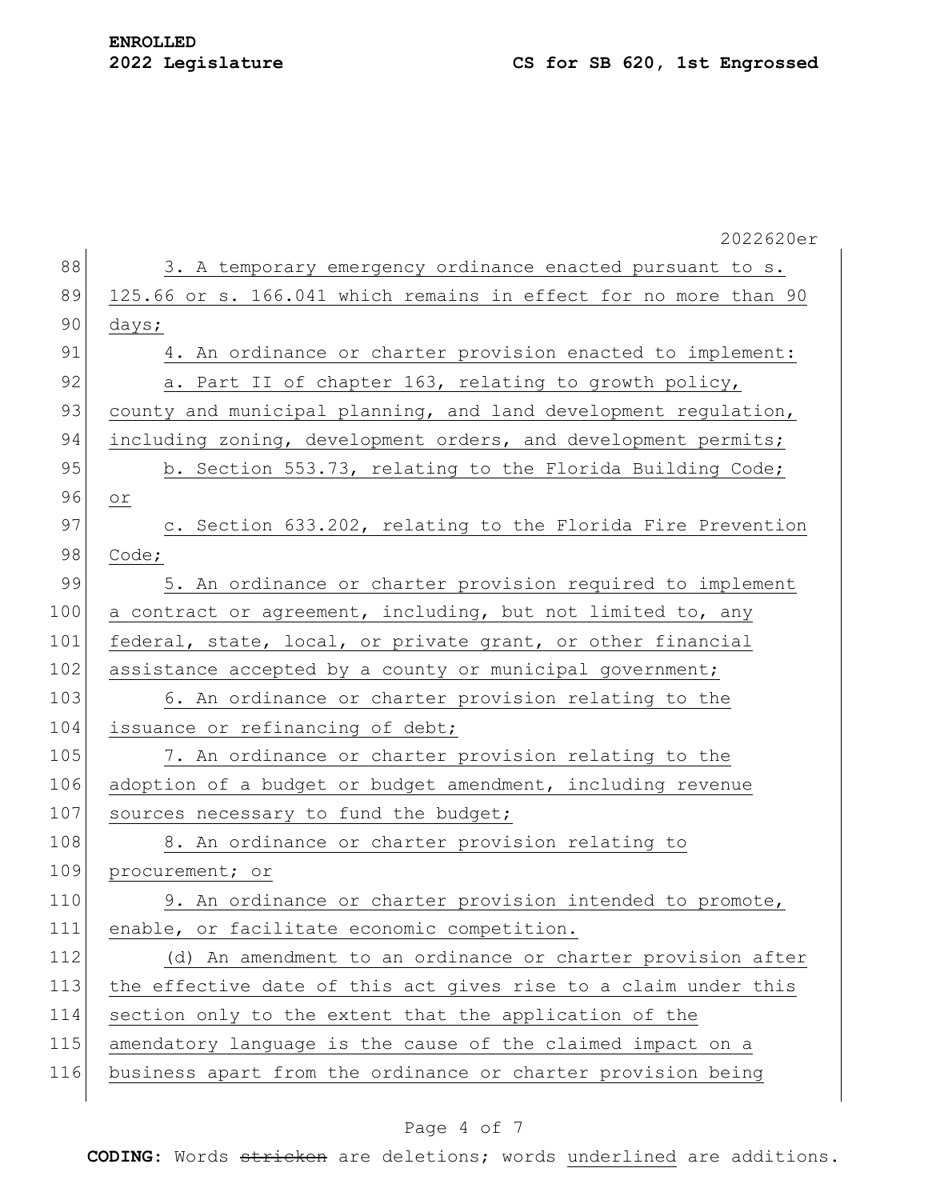3. A temporary emergency ordinance enacted pursuant to s. 125.66 or s. 166.041 which remains in effect for no more than 90 days;

4. An ordinance or charter provision enacted to implement:

a. Part II of chapter 163, relating to growth policy, county and municipal planning, and land development regulation, including zoning, development orders, and development permits;

b. Section 553.73, relating to the Florida Building Code; or

c. Section 633.202, relating to the Florida Fire Prevention Code;

5. An ordinance or charter provision required to implement a contract or agreement, including, but not limited to, any federal, state, local, or private grant, or other financial assistance accepted by a county or municipal government;

6. An ordinance or charter provision relating to the issuance or refinancing of debt;

7. An ordinance or charter provision relating to the adoption of a budget or budget amendment, including revenue sources necessary to fund the budget;

8. An ordinance or charter provision relating to procurement; or

9. An ordinance or charter provision intended to promote, enable, or facilitate economic competition.

(d) An amendment to an ordinance or charter provision after the effective date of this act gives rise to a claim under this section only to the extent that the application of the amendatory language is the cause of the claimed impact on a business apart from the ordinance or charter provision being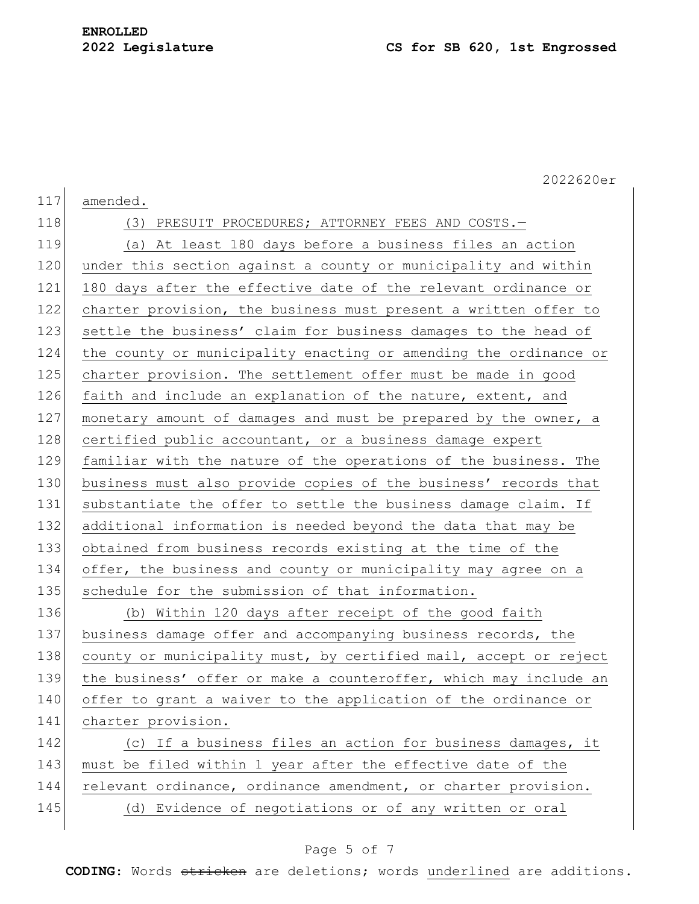amended.

(3) PRESUIT PROCEDURES; ATTORNEY FEES AND COSTS.—

(a) At least 180 days before a business files an action under this section against a county or municipality and within 180 days after the effective date of the relevant ordinance or charter provision, the business must present a written offer to settle the business' claim for business damages to the head of the county or municipality enacting or amending the ordinance or charter provision. The settlement offer must be made in good faith and include an explanation of the nature, extent, and monetary amount of damages and must be prepared by the owner, a certified public accountant, or a business damage expert familiar with the nature of the operations of the business. The business must also provide copies of the business' records that substantiate the offer to settle the business damage claim. If additional information is needed beyond the data that may be obtained from business records existing at the time of the offer, the business and county or municipality may agree on a schedule for the submission of that information.

(b) Within 120 days after receipt of the good faith business damage offer and accompanying business records, the county or municipality must, by certified mail, accept or reject the business' offer or make a counteroffer, which may include an offer to grant a waiver to the application of the ordinance or charter provision.

(c) If a business files an action for business damages, it must be filed within 1 year after the effective date of the relevant ordinance, ordinance amendment, or charter provision.

(d) Evidence of negotiations or of any written or oral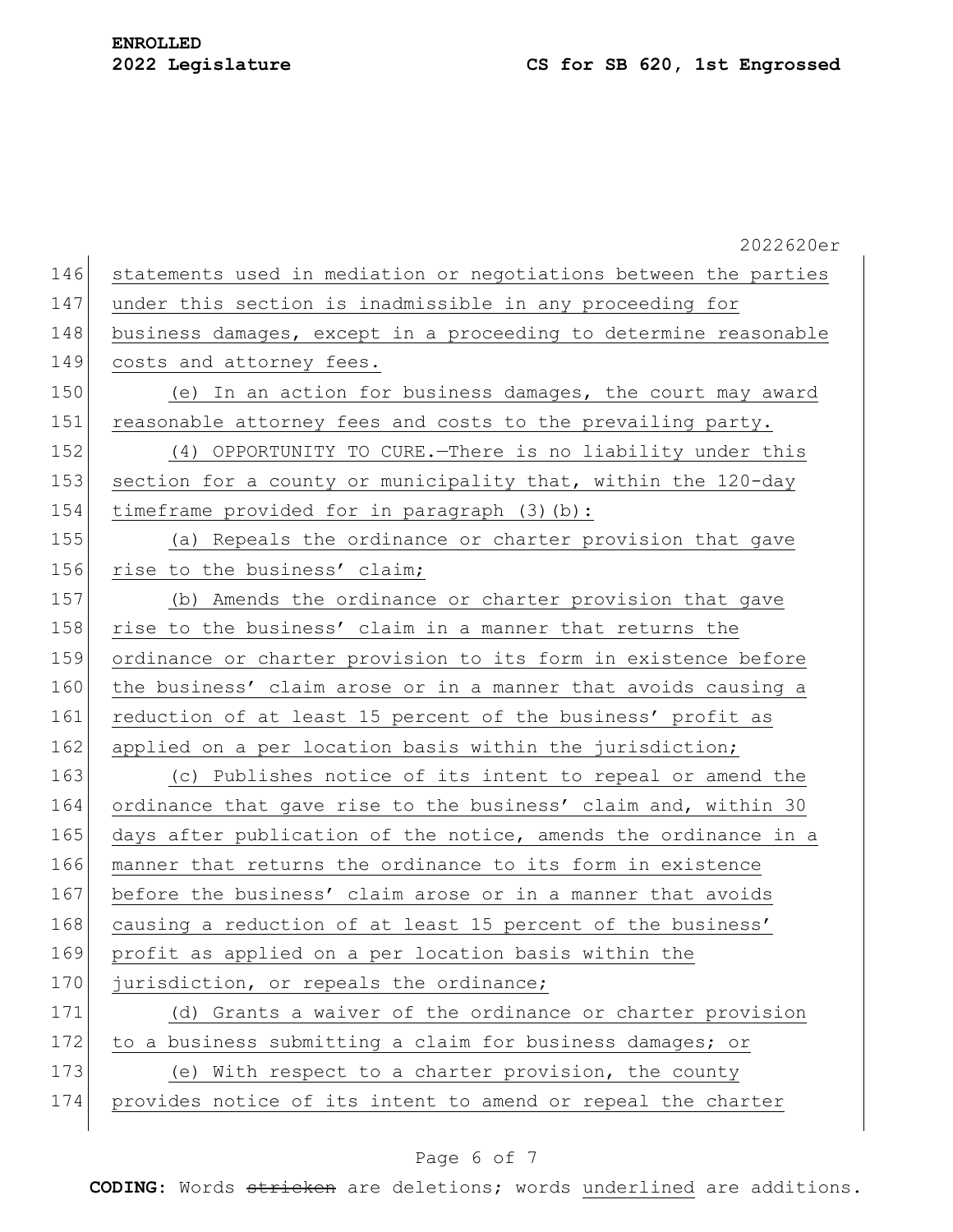statements used in mediation or negotiations between the parties under this section is inadmissible in any proceeding for business damages, except in a proceeding to determine reasonable costs and attorney fees.

(e) In an action for business damages, the court may award reasonable attorney fees and costs to the prevailing party.

(4) OPPORTUNITY TO CURE.—There is no liability under this section for a county or municipality that, within the 120-day timeframe provided for in paragraph (3)(b):

(a) Repeals the ordinance or charter provision that gave rise to the business' claim;

(b) Amends the ordinance or charter provision that gave rise to the business' claim in a manner that returns the ordinance or charter provision to its form in existence before the business' claim arose or in a manner that avoids causing a reduction of at least 15 percent of the business' profit as applied on a per location basis within the jurisdiction;

(c) Publishes notice of its intent to repeal or amend the ordinance that gave rise to the business' claim and, within 30 days after publication of the notice, amends the ordinance in a manner that returns the ordinance to its form in existence before the business' claim arose or in a manner that avoids causing a reduction of at least 15 percent of the business' profit as applied on a per location basis within the jurisdiction, or repeals the ordinance;

(d) Grants a waiver of the ordinance or charter provision to a business submitting a claim for business damages; or

(e) With respect to a charter provision, the county provides notice of its intent to amend or repeal the charter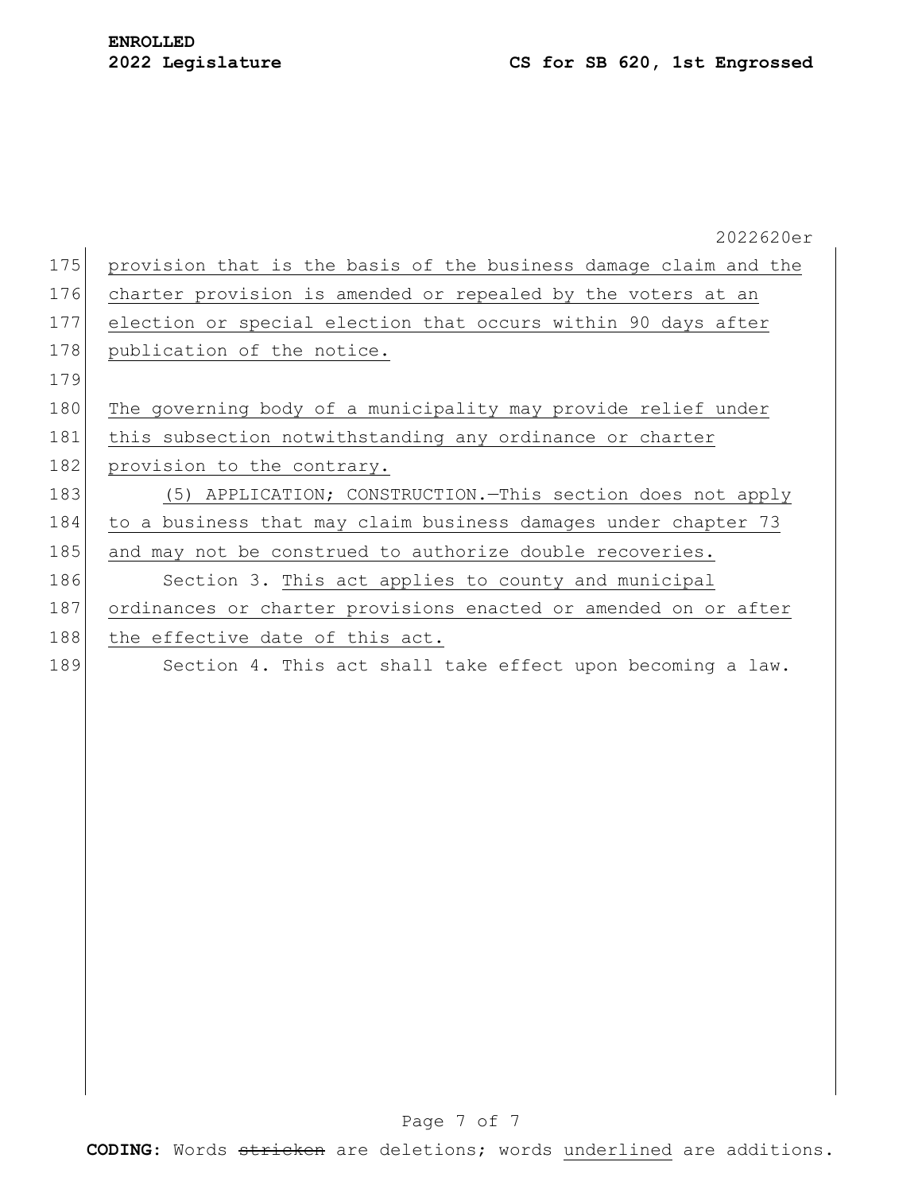provision that is the basis of the business damage claim and the charter provision is amended or repealed by the voters at an election or special election that occurs within 90 days after publication of the notice.

The governing body of a municipality may provide relief under this subsection notwithstanding any ordinance or charter provision to the contrary.

(5) APPLICATION; CONSTRUCTION.—This section does not apply to a business that may claim business damages under chapter 73 and may not be construed to authorize double recoveries.

Section 3. This act applies to county and municipal ordinances or charter provisions enacted or amended on or after the effective date of this act.

Section 4. This act shall take effect upon becoming a law.